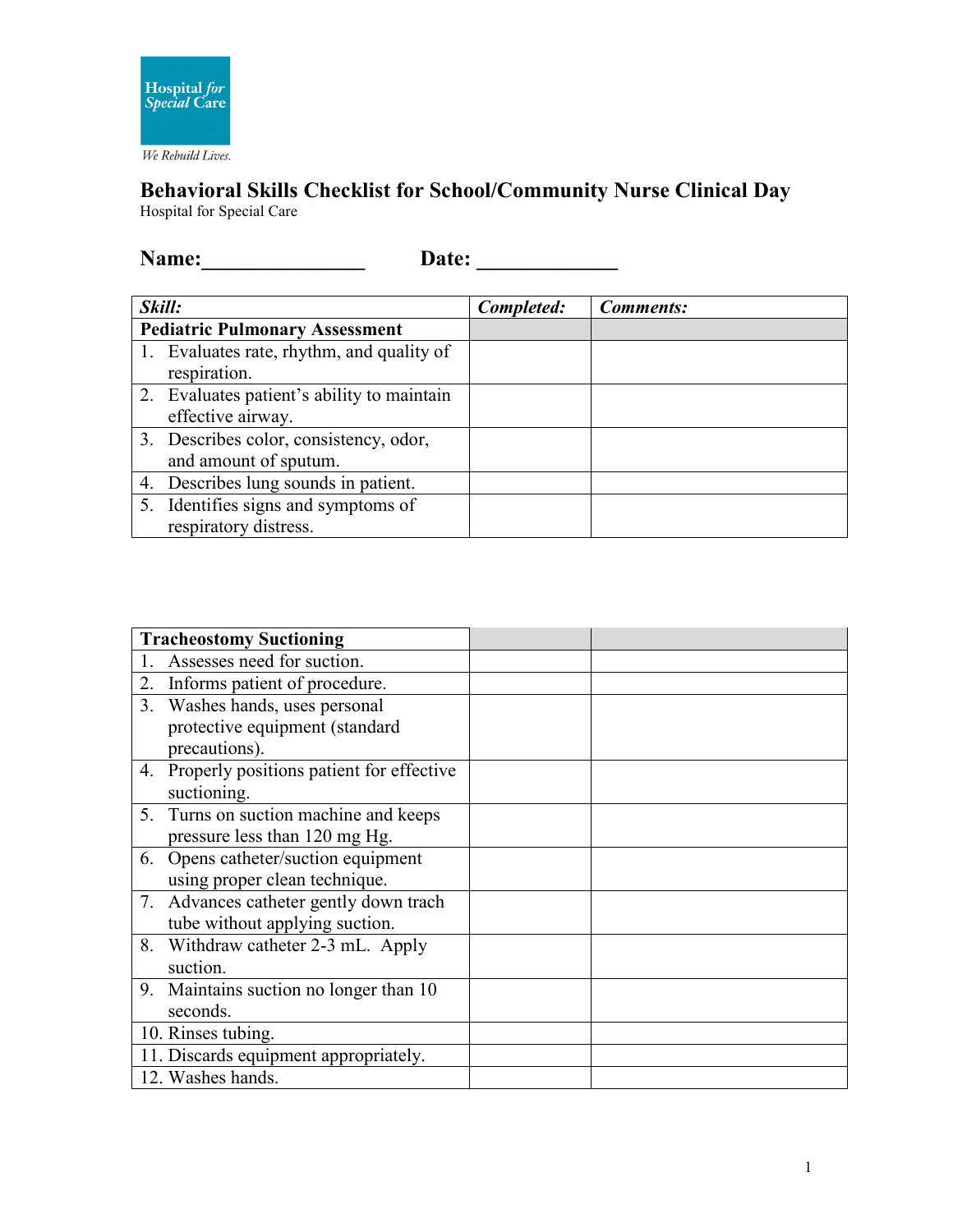Hospital *for* Special Care

*We Rebuild Lives.*

# Behavioral Skills Checklist for School/Community Nurse Clinical Day

Hospital for Special Care

**Name:_______________ Date: _____________**

| ***Skill:*** | ***Completed:*** | ***Comments:*** |
|---|---|---|
| **Pediatric Pulmonary Assessment** | | |
| 1. Evaluates rate, rhythm, and quality of respiration. | | |
| 2. Evaluates patient's ability to maintain effective airway. | | |
| 3. Describes color, consistency, odor, and amount of sputum. | | |
| 4. Describes lung sounds in patient. | | |
| 5. Identifies signs and symptoms of respiratory distress. | | |

| **Tracheostomy Suctioning** | | |
|---|---|---|
| 1. Assesses need for suction. | | |
| 2. Informs patient of procedure. | | |
| 3. Washes hands, uses personal protective equipment (standard precautions). | | |
| 4. Properly positions patient for effective suctioning. | | |
| 5. Turns on suction machine and keeps pressure less than 120 mg Hg. | | |
| 6. Opens catheter/suction equipment using proper clean technique. | | |
| 7. Advances catheter gently down trach tube without applying suction. | | |
| 8. Withdraw catheter 2-3 mL. Apply suction. | | |
| 9. Maintains suction no longer than 10 seconds. | | |
| 10. Rinses tubing. | | |
| 11. Discards equipment appropriately. | | |
| 12. Washes hands. | | |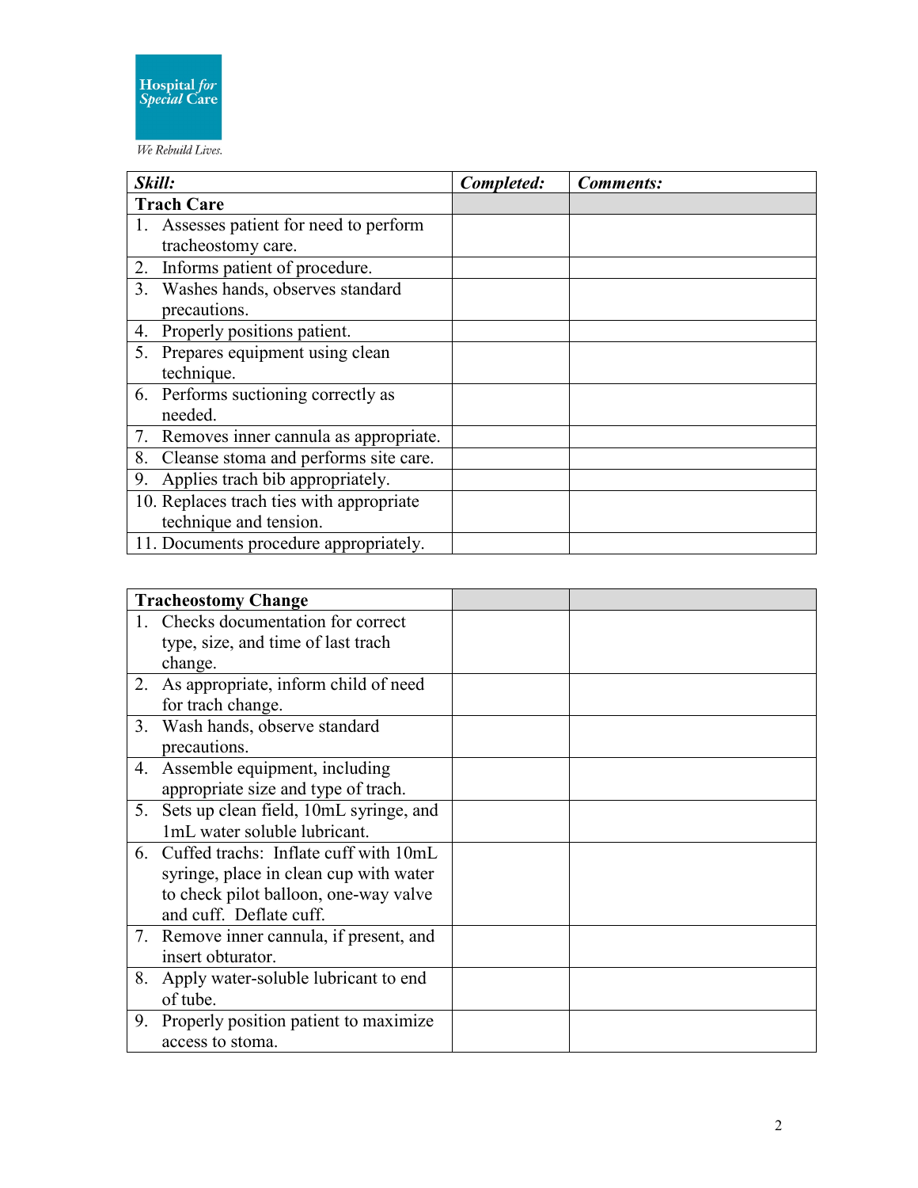Hospital *for* *Special* Care

*We Rebuild Lives.*

| ***Skill:*** | ***Completed:*** | ***Comments:*** |
|---|---|---|
| **Trach Care** | | |
| 1. Assesses patient for need to perform tracheostomy care. | | |
| 2. Informs patient of procedure. | | |
| 3. Washes hands, observes standard precautions. | | |
| 4. Properly positions patient. | | |
| 5. Prepares equipment using clean technique. | | |
| 6. Performs suctioning correctly as needed. | | |
| 7. Removes inner cannula as appropriate. | | |
| 8. Cleanse stoma and performs site care. | | |
| 9. Applies trach bib appropriately. | | |
| 10. Replaces trach ties with appropriate technique and tension. | | |
| 11. Documents procedure appropriately. | | |

| **Tracheostomy Change** | | |
|---|---|---|
| 1. Checks documentation for correct type, size, and time of last trach change. | | |
| 2. As appropriate, inform child of need for trach change. | | |
| 3. Wash hands, observe standard precautions. | | |
| 4. Assemble equipment, including appropriate size and type of trach. | | |
| 5. Sets up clean field, 10mL syringe, and 1mL water soluble lubricant. | | |
| 6. Cuffed trachs: Inflate cuff with 10mL syringe, place in clean cup with water to check pilot balloon, one-way valve and cuff. Deflate cuff. | | |
| 7. Remove inner cannula, if present, and insert obturator. | | |
| 8. Apply water-soluble lubricant to end of tube. | | |
| 9. Properly position patient to maximize access to stoma. | | |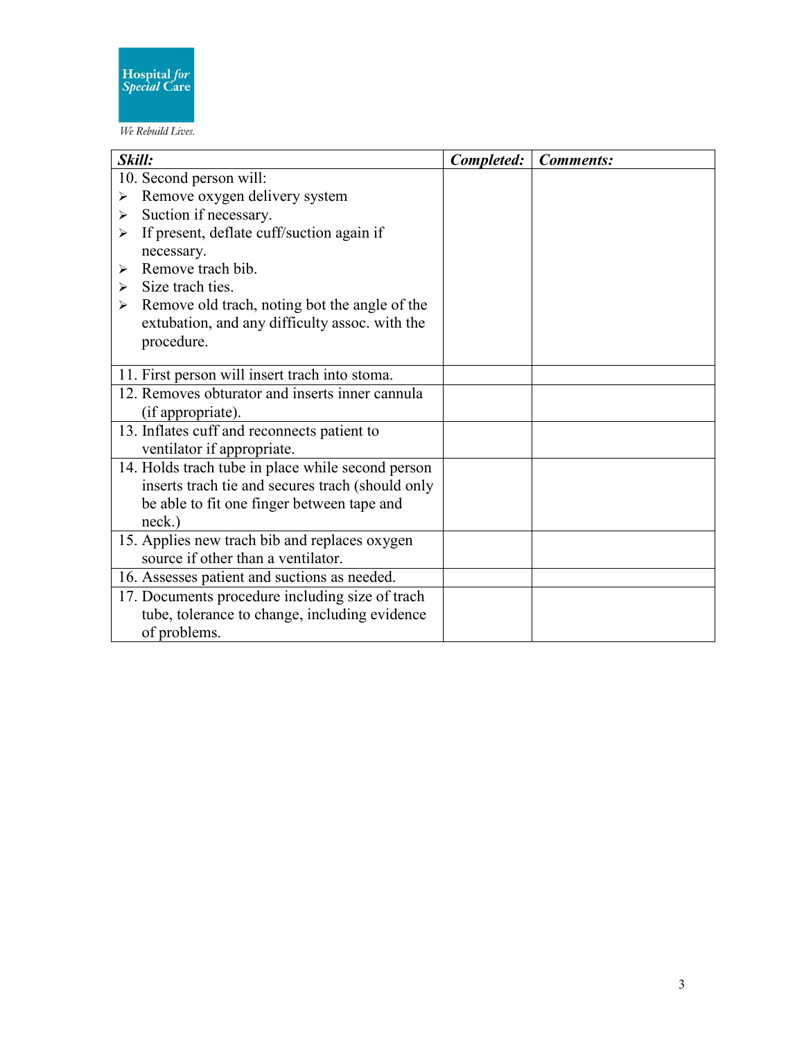Hospital *for* *Special* Care

*We Rebuild Lives.*

| ***Skill:*** | ***Completed:*** | ***Comments:*** |
|---|---|---|
| 10. Second person will:<br>➢ Remove oxygen delivery system<br>➢ Suction if necessary.<br>➢ If present, deflate cuff/suction again if necessary.<br>➢ Remove trach bib.<br>➢ Size trach ties.<br>➢ Remove old trach, noting bot the angle of the extubation, and any difficulty assoc. with the procedure. | | |
| 11. First person will insert trach into stoma. | | |
| 12. Removes obturator and inserts inner cannula (if appropriate). | | |
| 13. Inflates cuff and reconnects patient to ventilator if appropriate. | | |
| 14. Holds trach tube in place while second person inserts trach tie and secures trach (should only be able to fit one finger between tape and neck.) | | |
| 15. Applies new trach bib and replaces oxygen source if other than a ventilator. | | |
| 16. Assesses patient and suctions as needed. | | |
| 17. Documents procedure including size of trach tube, tolerance to change, including evidence of problems. | | |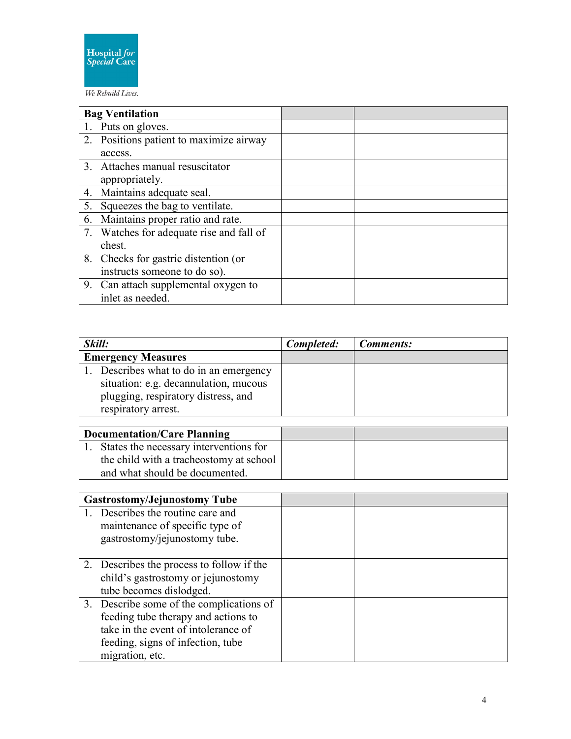Hospital *for* *Special* Care

*We Rebuild Lives.*

| **Bag Ventilation** | | |
|---|---|---|
| 1. Puts on gloves. | | |
| 2. Positions patient to maximize airway access. | | |
| 3. Attaches manual resuscitator appropriately. | | |
| 4. Maintains adequate seal. | | |
| 5. Squeezes the bag to ventilate. | | |
| 6. Maintains proper ratio and rate. | | |
| 7. Watches for adequate rise and fall of chest. | | |
| 8. Checks for gastric distention (or instructs someone to do so). | | |
| 9. Can attach supplemental oxygen to inlet as needed. | | |

| ***Skill:*** | ***Completed:*** | ***Comments:*** |
|---|---|---|
| **Emergency Measures** | | |
| 1. Describes what to do in an emergency situation: e.g. decannulation, mucous plugging, respiratory distress, and respiratory arrest. | | |

| **Documentation/Care Planning** | | |
|---|---|---|
| 1. States the necessary interventions for the child with a tracheostomy at school and what should be documented. | | |

| **Gastrostomy/Jejunostomy Tube** | | |
|---|---|---|
| 1. Describes the routine care and maintenance of specific type of gastrostomy/jejunostomy tube. | | |
| 2. Describes the process to follow if the child's gastrostomy or jejunostomy tube becomes dislodged. | | |
| 3. Describe some of the complications of feeding tube therapy and actions to take in the event of intolerance of feeding, signs of infection, tube migration, etc. | | |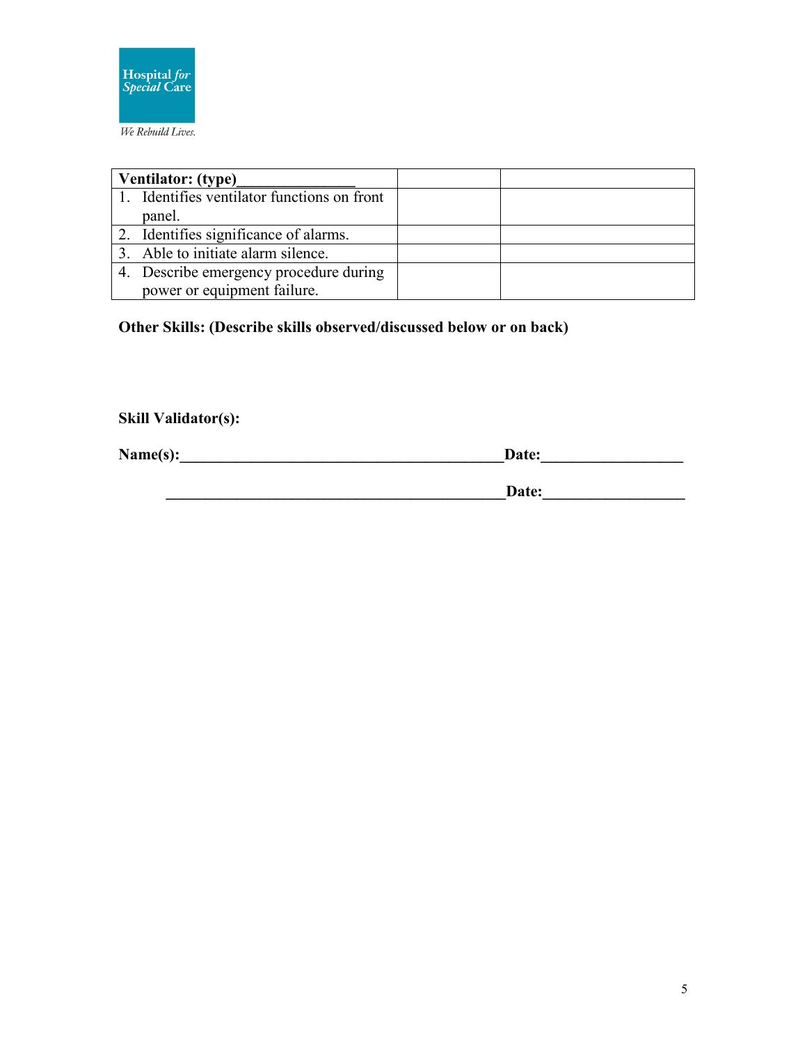Hospital *for* *Special* Care

*We Rebuild Lives.*

| **Ventilator: (type)_______________** | | |
|---|---|---|
| 1. Identifies ventilator functions on front panel. | | |
| 2. Identifies significance of alarms. | | |
| 3. Able to initiate alarm silence. | | |
| 4. Describe emergency procedure during power or equipment failure. | | |

**Other Skills: (Describe skills observed/discussed below or on back)**

**Skill Validator(s):**

**Name(s):__________________________________________Date:__________________**

**_____________________________________________Date:__________________**